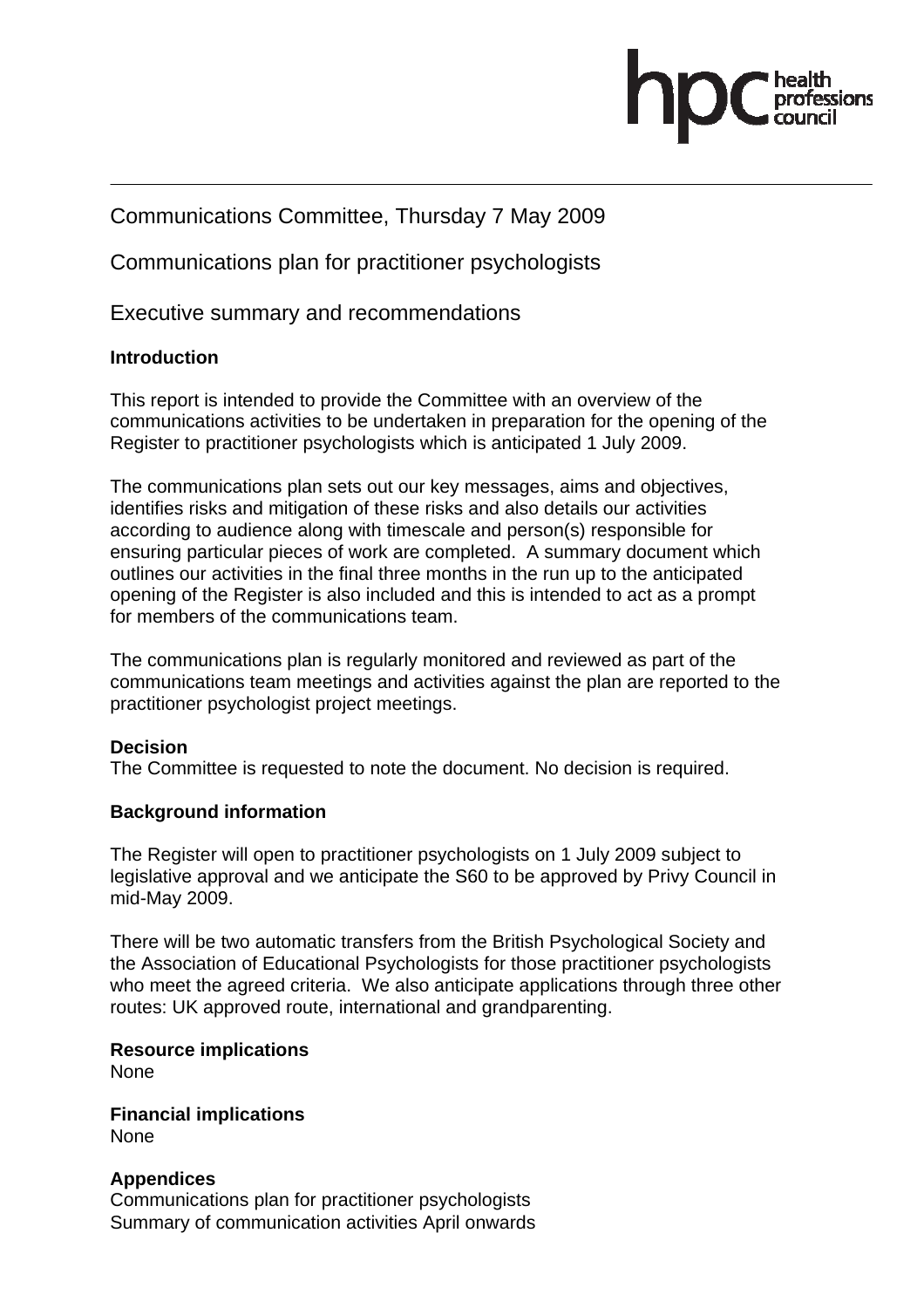Communications Committee, Thursday 7 May 2009

Communications plan for practitioner psychologists

Executive summary and recommendations

**Introduction**

This report is intended to provide the Committee with an overview of the communications activities to be undertaken in preparation for the opening of the Register to practitioner psychologists which is anticipated 1 July 2009.

The communications plan sets out our key messages, aims and objectives, identifies risks and mitigation of these risks and also details our activities according to audience along with timescale and person(s) responsible for ensuring particular pieces of work are completed. A summary document which outlines our activities in the final three months in the run up to the anticipated opening of the Register is also included and this is intended to act as a prompt for members of the communications team.

The communications plan is regularly monitored and reviewed as part of the communications team meetings and activities against the plan are reported to the practitioner psychologist project meetings.

**Decision**

The Committee is requested to note the document. No decision is required.

**Background information**

The Register will open to practitioner psychologists on 1 July 2009 subject to legislative approval and we anticipate the S60 to be approved by Privy Council in mid-May 2009.

There will be two automatic transfers from the British Psychological Society and the Association of Educational Psychologists for those practitioner psychologists who meet the agreed criteria. We also anticipate applications through three other routes: UK approved route, international and grandparenting.

**Resource implications**

None

**Financial implications**

None

**Appendices**

Communications plan for practitioner psychologists
Summary of communication activities April onwards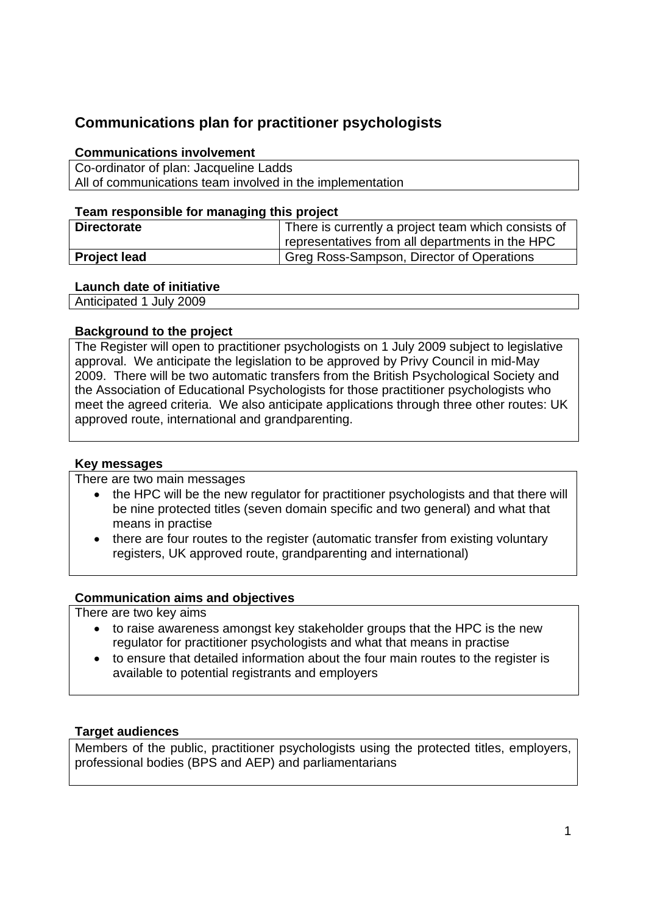## Communications plan for practitioner psychologists

### Communications involvement

Co-ordinator of plan: Jacqueline Ladds
All of communications team involved in the implementation

### Team responsible for managing this project

| **Directorate** | There is currently a project team which consists of representatives from all departments in the HPC |
|---|---|
| **Project lead** | Greg Ross-Sampson, Director of Operations |

### Launch date of initiative

Anticipated 1 July 2009

### Background to the project

The Register will open to practitioner psychologists on 1 July 2009 subject to legislative approval. We anticipate the legislation to be approved by Privy Council in mid-May 2009. There will be two automatic transfers from the British Psychological Society and the Association of Educational Psychologists for those practitioner psychologists who meet the agreed criteria. We also anticipate applications through three other routes: UK approved route, international and grandparenting.

### Key messages

There are two main messages

- the HPC will be the new regulator for practitioner psychologists and that there will be nine protected titles (seven domain specific and two general) and what that means in practise
- there are four routes to the register (automatic transfer from existing voluntary registers, UK approved route, grandparenting and international)

### Communication aims and objectives

There are two key aims

- to raise awareness amongst key stakeholder groups that the HPC is the new regulator for practitioner psychologists and what that means in practise
- to ensure that detailed information about the four main routes to the register is available to potential registrants and employers

### Target audiences

Members of the public, practitioner psychologists using the protected titles, employers, professional bodies (BPS and AEP) and parliamentarians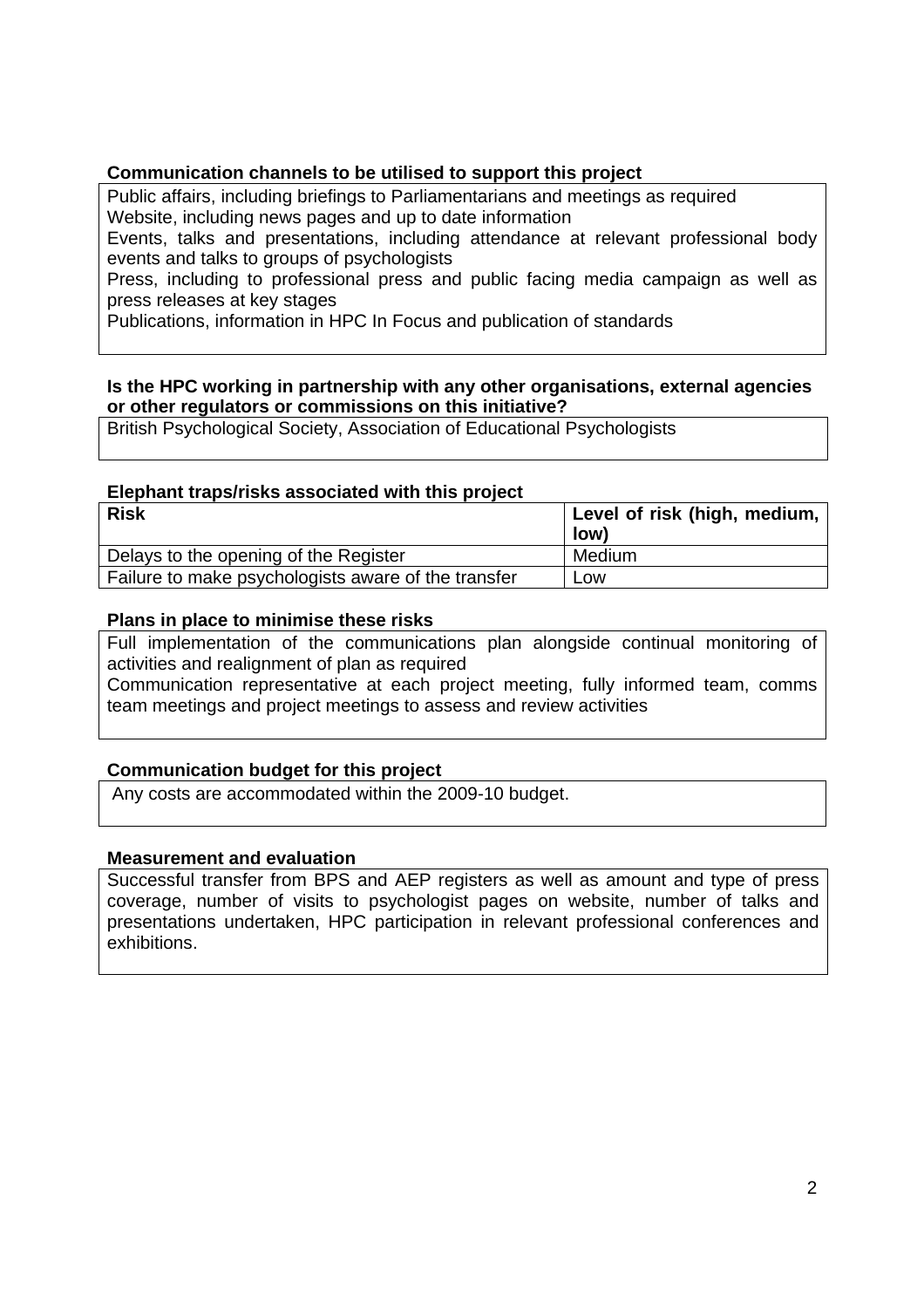**Communication channels to be utilised to support this project**

Public affairs, including briefings to Parliamentarians and meetings as required
Website, including news pages and up to date information
Events, talks and presentations, including attendance at relevant professional body events and talks to groups of psychologists
Press, including to professional press and public facing media campaign as well as press releases at key stages
Publications, information in HPC In Focus and publication of standards

**Is the HPC working in partnership with any other organisations, external agencies or other regulators or commissions on this initiative?**

British Psychological Society, Association of Educational Psychologists

**Elephant traps/risks associated with this project**

| Risk | Level of risk (high, medium, low) |
| --- | --- |
| Delays to the opening of the Register | Medium |
| Failure to make psychologists aware of the transfer | Low |

**Plans in place to minimise these risks**

Full implementation of the communications plan alongside continual monitoring of activities and realignment of plan as required
Communication representative at each project meeting, fully informed team, comms team meetings and project meetings to assess and review activities

**Communication budget for this project**

Any costs are accommodated within the 2009-10 budget.

**Measurement and evaluation**

Successful transfer from BPS and AEP registers as well as amount and type of press coverage, number of visits to psychologist pages on website, number of talks and presentations undertaken, HPC participation in relevant professional conferences and exhibitions.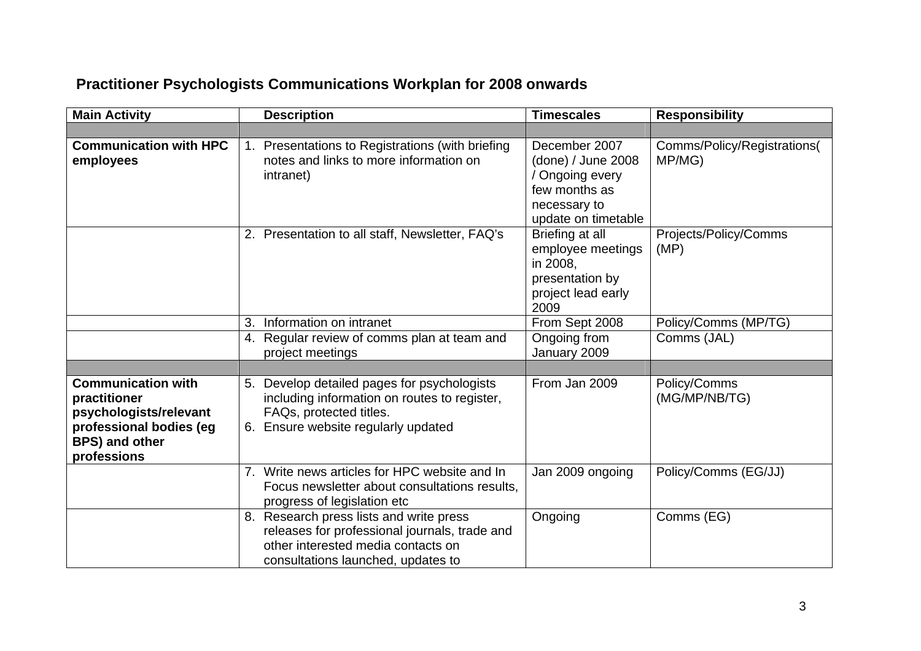## Practitioner Psychologists Communications Workplan for 2008 onwards

| Main Activity | Description | Timescales | Responsibility |
|---|---|---|---|
| | | | |
| **Communication with HPC employees** | 1. Presentations to Registrations (with briefing notes and links to more information on intranet) | December 2007 (done) / June 2008 / Ongoing every few months as necessary to update on timetable | Comms/Policy/Registrations( MP/MG) |
| | 2. Presentation to all staff, Newsletter, FAQ's | Briefing at all employee meetings in 2008, presentation by project lead early 2009 | Projects/Policy/Comms (MP) |
| | 3. Information on intranet | From Sept 2008 | Policy/Comms (MP/TG) |
| | 4. Regular review of comms plan at team and project meetings | Ongoing from January 2009 | Comms (JAL) |
| | | | |
| **Communication with practitioner psychologists/relevant professional bodies (eg BPS) and other professions** | 5. Develop detailed pages for psychologists including information on routes to register, FAQs, protected titles.<br>6. Ensure website regularly updated | From Jan 2009 | Policy/Comms (MG/MP/NB/TG) |
| | 7. Write news articles for HPC website and In Focus newsletter about consultations results, progress of legislation etc | Jan 2009 ongoing | Policy/Comms (EG/JJ) |
| | 8. Research press lists and write press releases for professional journals, trade and other interested media contacts on consultations launched, updates to | Ongoing | Comms (EG) |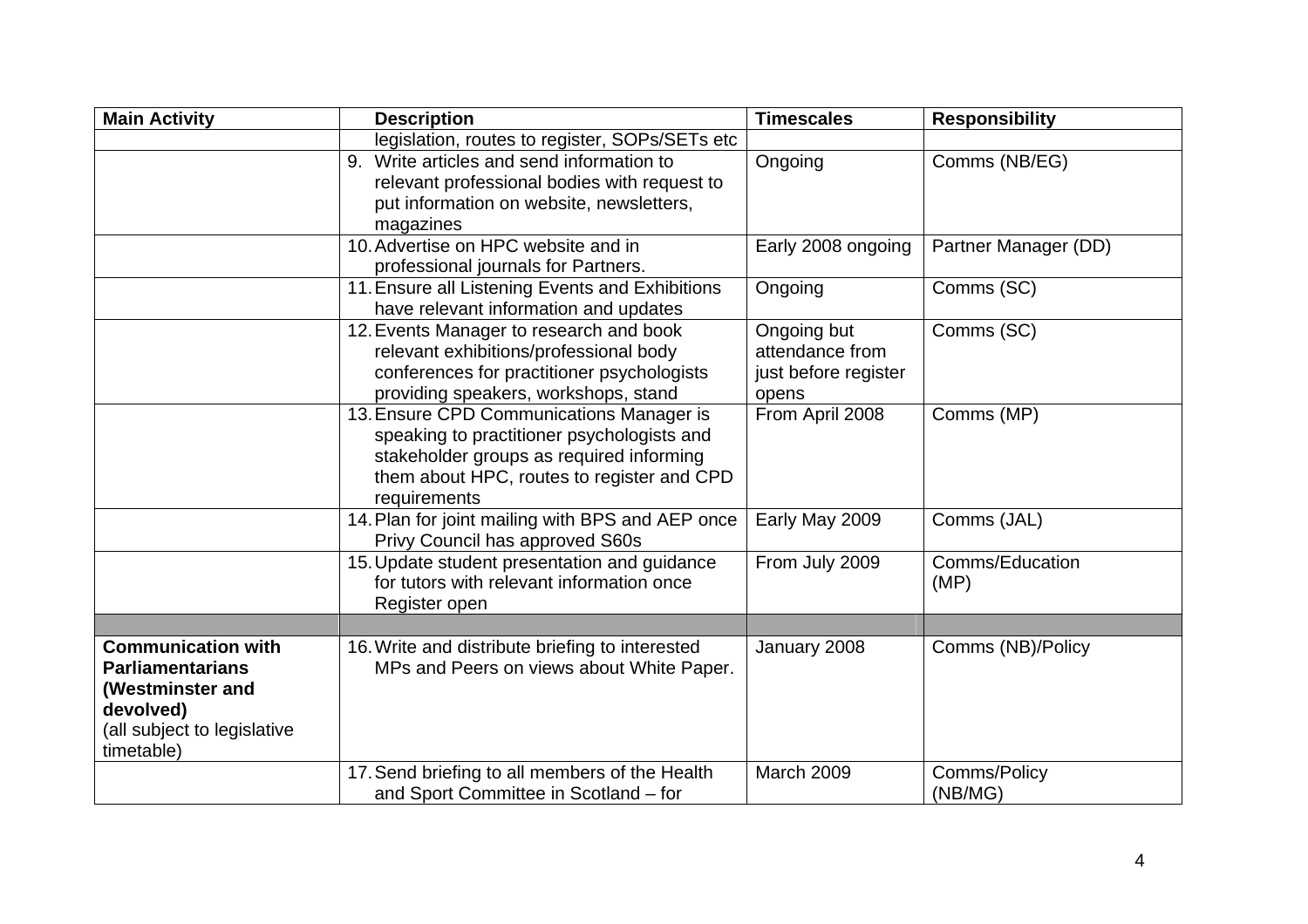| Main Activity | Description | Timescales | Responsibility |
|---|---|---|---|
| | legislation, routes to register, SOPs/SETs etc | | |
| | 9. Write articles and send information to relevant professional bodies with request to put information on website, newsletters, magazines | Ongoing | Comms (NB/EG) |
| | 10. Advertise on HPC website and in professional journals for Partners. | Early 2008 ongoing | Partner Manager (DD) |
| | 11. Ensure all Listening Events and Exhibitions have relevant information and updates | Ongoing | Comms (SC) |
| | 12. Events Manager to research and book relevant exhibitions/professional body conferences for practitioner psychologists providing speakers, workshops, stand | Ongoing but attendance from just before register opens | Comms (SC) |
| | 13. Ensure CPD Communications Manager is speaking to practitioner psychologists and stakeholder groups as required informing them about HPC, routes to register and CPD requirements | From April 2008 | Comms (MP) |
| | 14. Plan for joint mailing with BPS and AEP once Privy Council has approved S60s | Early May 2009 | Comms (JAL) |
| | 15. Update student presentation and guidance for tutors with relevant information once Register open | From July 2009 | Comms/Education (MP) |
| | | | |
| **Communication with Parliamentarians (Westminster and devolved)** (all subject to legislative timetable) | 16. Write and distribute briefing to interested MPs and Peers on views about White Paper. | January 2008 | Comms (NB)/Policy |
| | 17. Send briefing to all members of the Health and Sport Committee in Scotland – for | March 2009 | Comms/Policy (NB/MG) |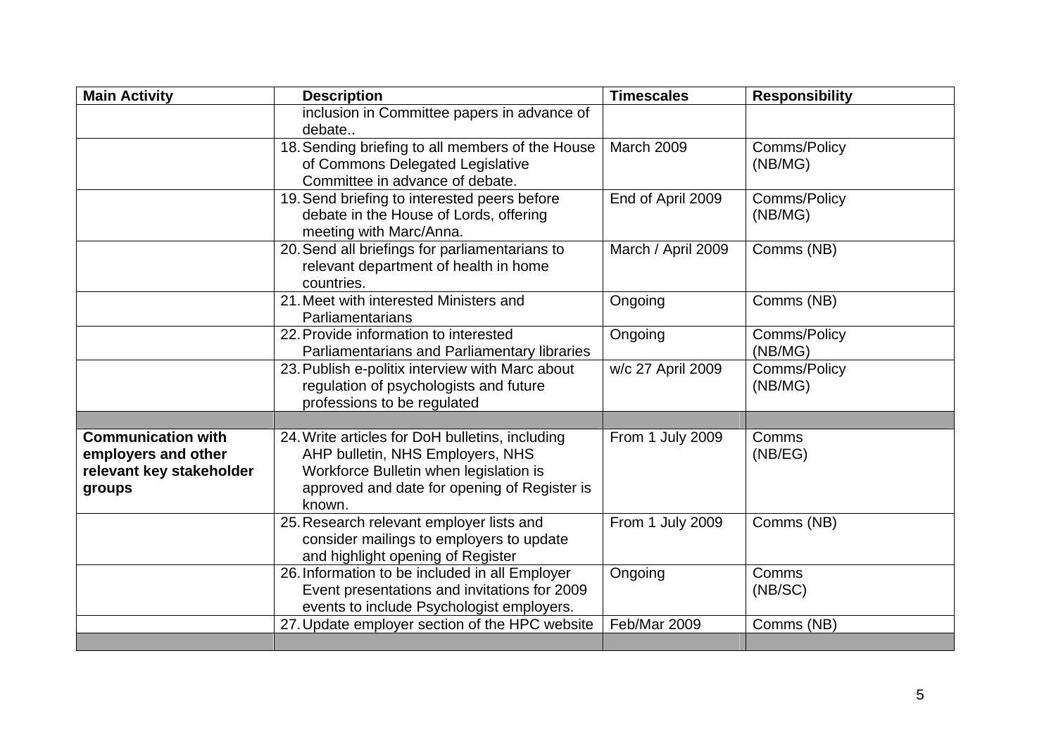| Main Activity | Description | Timescales | Responsibility |
|---|---|---|---|
| | inclusion in Committee papers in advance of debate.. | | |
| | 18. Sending briefing to all members of the House of Commons Delegated Legislative Committee in advance of debate. | March 2009 | Comms/Policy (NB/MG) |
| | 19. Send briefing to interested peers before debate in the House of Lords, offering meeting with Marc/Anna. | End of April 2009 | Comms/Policy (NB/MG) |
| | 20. Send all briefings for parliamentarians to relevant department of health in home countries. | March / April 2009 | Comms (NB) |
| | 21. Meet with interested Ministers and Parliamentarians | Ongoing | Comms (NB) |
| | 22. Provide information to interested Parliamentarians and Parliamentary libraries | Ongoing | Comms/Policy (NB/MG) |
| | 23. Publish e-politix interview with Marc about regulation of psychologists and future professions to be regulated | w/c 27 April 2009 | Comms/Policy (NB/MG) |
| | | | |
| **Communication with employers and other relevant key stakeholder groups** | 24. Write articles for DoH bulletins, including AHP bulletin, NHS Employers, NHS Workforce Bulletin when legislation is approved and date for opening of Register is known. | From 1 July 2009 | Comms (NB/EG) |
| | 25. Research relevant employer lists and consider mailings to employers to update and highlight opening of Register | From 1 July 2009 | Comms (NB) |
| | 26. Information to be included in all Employer Event presentations and invitations for 2009 events to include Psychologist employers. | Ongoing | Comms (NB/SC) |
| | 27. Update employer section of the HPC website | Feb/Mar 2009 | Comms (NB) |
| | | | |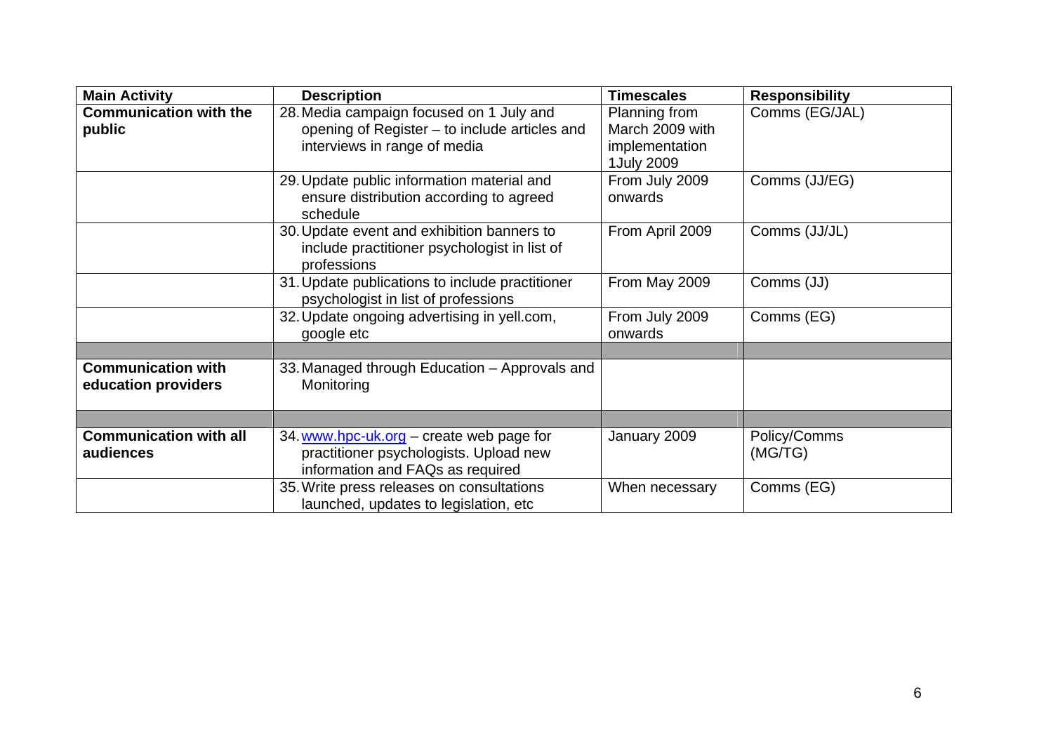| Main Activity | Description | Timescales | Responsibility |
|---|---|---|---|
| **Communication with the public** | 28. Media campaign focused on 1 July and opening of Register – to include articles and interviews in range of media | Planning from March 2009 with implementation 1July 2009 | Comms (EG/JAL) |
| | 29. Update public information material and ensure distribution according to agreed schedule | From July 2009 onwards | Comms (JJ/EG) |
| | 30. Update event and exhibition banners to include practitioner psychologist in list of professions | From April 2009 | Comms (JJ/JL) |
| | 31. Update publications to include practitioner psychologist in list of professions | From May 2009 | Comms (JJ) |
| | 32. Update ongoing advertising in yell.com, google etc | From July 2009 onwards | Comms (EG) |
| | | | |
| **Communication with education providers** | 33. Managed through Education – Approvals and Monitoring | | |
| | | | |
| **Communication with all audiences** | 34. www.hpc-uk.org – create web page for practitioner psychologists. Upload new information and FAQs as required | January 2009 | Policy/Comms (MG/TG) |
| | 35. Write press releases on consultations launched, updates to legislation, etc | When necessary | Comms (EG) |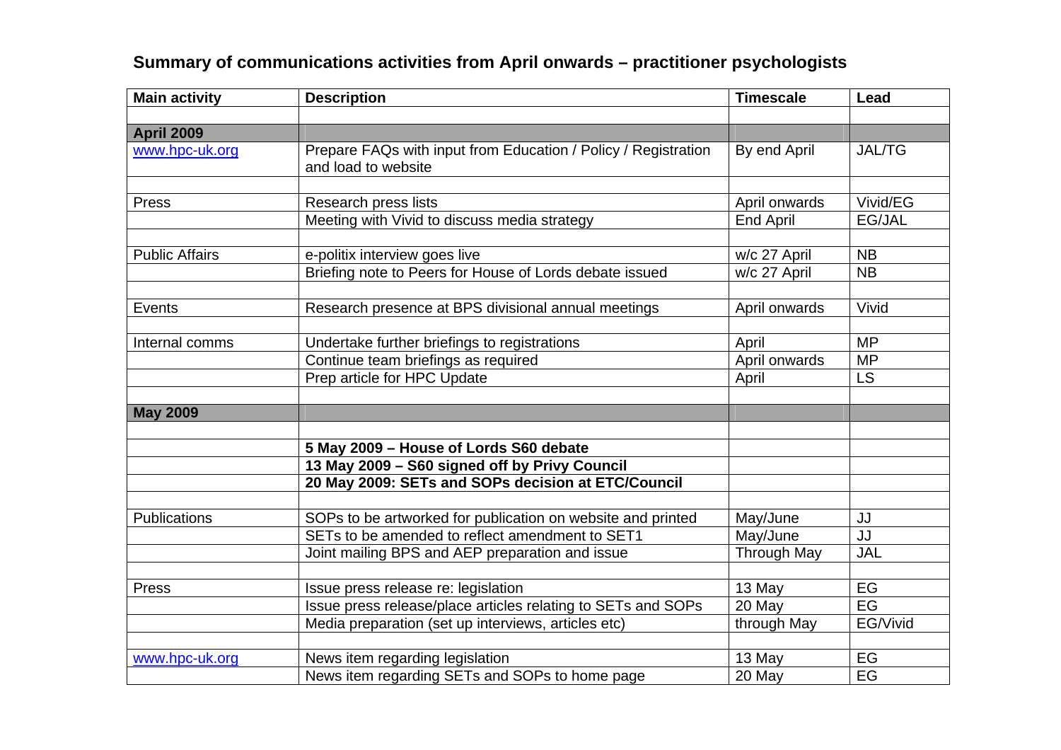## Summary of communications activities from April onwards – practitioner psychologists

| Main activity | Description | Timescale | Lead |
|---|---|---|---|
| | | | |
| **April 2009** | | | |
| www.hpc-uk.org | Prepare FAQs with input from Education / Policy / Registration and load to website | By end April | JAL/TG |
| | | | |
| Press | Research press lists | April onwards | Vivid/EG |
| | Meeting with Vivid to discuss media strategy | End April | EG/JAL |
| | | | |
| Public Affairs | e-politix interview goes live | w/c 27 April | NB |
| | Briefing note to Peers for House of Lords debate issued | w/c 27 April | NB |
| | | | |
| Events | Research presence at BPS divisional annual meetings | April onwards | Vivid |
| | | | |
| Internal comms | Undertake further briefings to registrations | April | MP |
| | Continue team briefings as required | April onwards | MP |
| | Prep article for HPC Update | April | LS |
| | | | |
| **May 2009** | | | |
| | | | |
| | **5 May 2009 – House of Lords S60 debate** | | |
| | **13 May 2009 – S60 signed off by Privy Council** | | |
| | **20 May 2009: SETs and SOPs decision at ETC/Council** | | |
| | | | |
| Publications | SOPs to be artworked for publication on website and printed | May/June | JJ |
| | SETs to be amended to reflect amendment to SET1 | May/June | JJ |
| | Joint mailing BPS and AEP preparation and issue | Through May | JAL |
| | | | |
| Press | Issue press release re: legislation | 13 May | EG |
| | Issue press release/place articles relating to SETs and SOPs | 20 May | EG |
| | Media preparation (set up interviews, articles etc) | through May | EG/Vivid |
| | | | |
| www.hpc-uk.org | News item regarding legislation | 13 May | EG |
| | News item regarding SETs and SOPs to home page | 20 May | EG |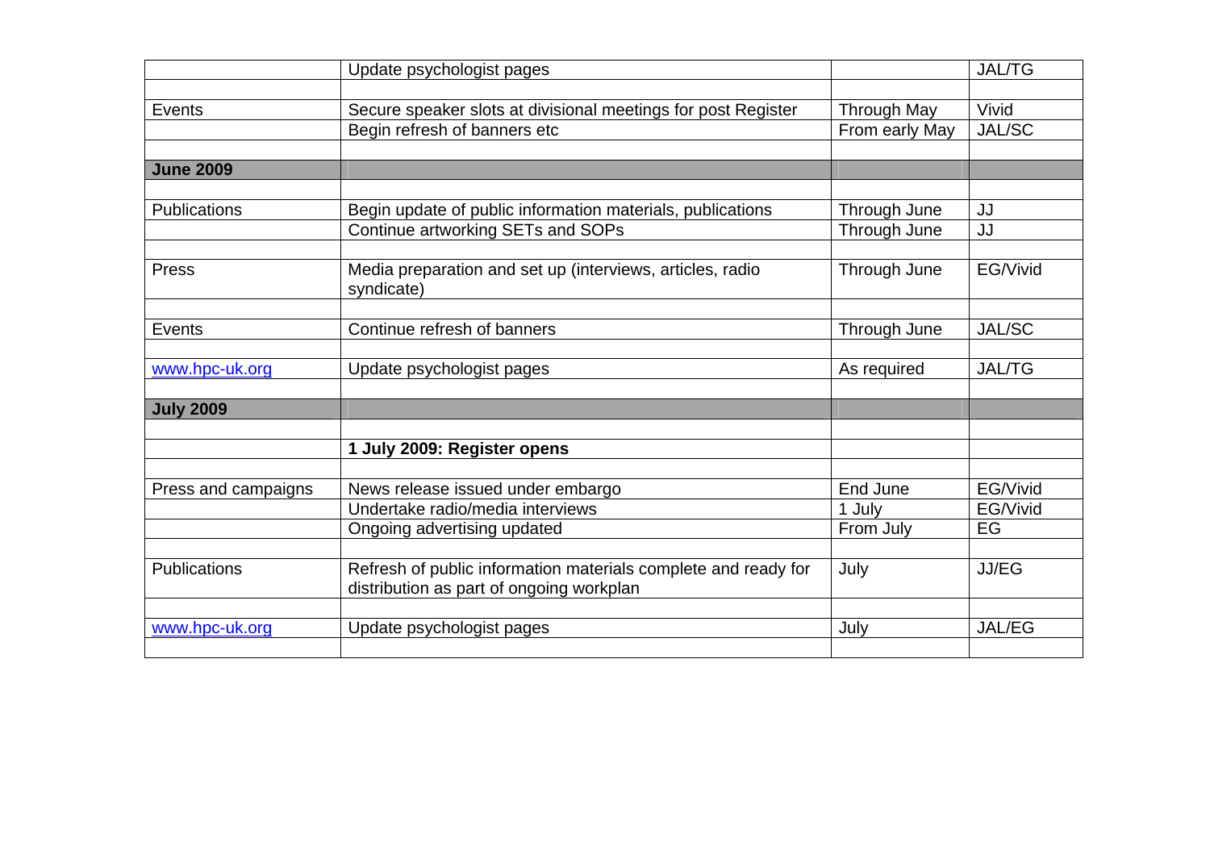| | | | |
|---|---|---|---|
| | Update psychologist pages | | JAL/TG |
| | | | |
| Events | Secure speaker slots at divisional meetings for post Register | Through May | Vivid |
| | Begin refresh of banners etc | From early May | JAL/SC |
| | | | |
| **June 2009** | | | |
| | | | |
| Publications | Begin update of public information materials, publications | Through June | JJ |
| | Continue artworking SETs and SOPs | Through June | JJ |
| | | | |
| Press | Media preparation and set up (interviews, articles, radio syndicate) | Through June | EG/Vivid |
| | | | |
| Events | Continue refresh of banners | Through June | JAL/SC |
| | | | |
| www.hpc-uk.org | Update psychologist pages | As required | JAL/TG |
| | | | |
| **July 2009** | | | |
| | | | |
| | **1 July 2009: Register opens** | | |
| | | | |
| Press and campaigns | News release issued under embargo | End June | EG/Vivid |
| | Undertake radio/media interviews | 1 July | EG/Vivid |
| | Ongoing advertising updated | From July | EG |
| | | | |
| Publications | Refresh of public information materials complete and ready for distribution as part of ongoing workplan | July | JJ/EG |
| | | | |
| www.hpc-uk.org | Update psychologist pages | July | JAL/EG |
| | | | |